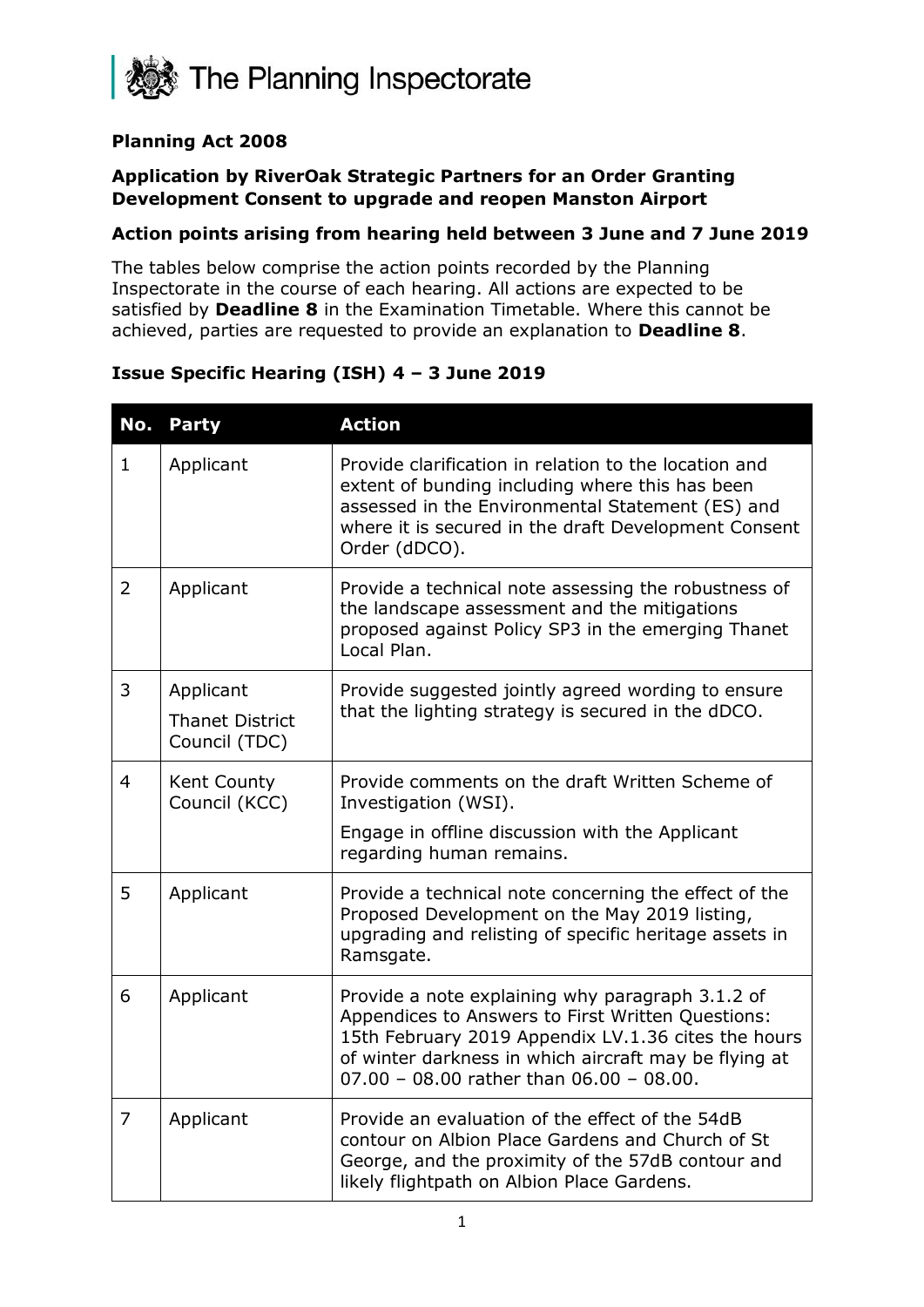The Planning Inspectorate

**Planning Act 2008**

**Application by RiverOak Strategic Partners for an Order Granting Development Consent to upgrade and reopen Manston Airport**

**Action points arising from hearing held between 3 June and 7 June 2019**

The tables below comprise the action points recorded by the Planning Inspectorate in the course of each hearing. All actions are expected to be satisfied by **Deadline 8** in the Examination Timetable. Where this cannot be achieved, parties are requested to provide an explanation to **Deadline 8**.

**Issue Specific Hearing (ISH) 4 – 3 June 2019**

| No. | Party | Action |
|---|---|---|
| 1 | Applicant | Provide clarification in relation to the location and extent of bunding including where this has been assessed in the Environmental Statement (ES) and where it is secured in the draft Development Consent Order (dDCO). |
| 2 | Applicant | Provide a technical note assessing the robustness of the landscape assessment and the mitigations proposed against Policy SP3 in the emerging Thanet Local Plan. |
| 3 | Applicant<br>Thanet District Council (TDC) | Provide suggested jointly agreed wording to ensure that the lighting strategy is secured in the dDCO. |
| 4 | Kent County Council (KCC) | Provide comments on the draft Written Scheme of Investigation (WSI).<br>Engage in offline discussion with the Applicant regarding human remains. |
| 5 | Applicant | Provide a technical note concerning the effect of the Proposed Development on the May 2019 listing, upgrading and relisting of specific heritage assets in Ramsgate. |
| 6 | Applicant | Provide a note explaining why paragraph 3.1.2 of Appendices to Answers to First Written Questions: 15th February 2019 Appendix LV.1.36 cites the hours of winter darkness in which aircraft may be flying at 07.00 – 08.00 rather than 06.00 – 08.00. |
| 7 | Applicant | Provide an evaluation of the effect of the 54dB contour on Albion Place Gardens and Church of St George, and the proximity of the 57dB contour and likely flightpath on Albion Place Gardens. |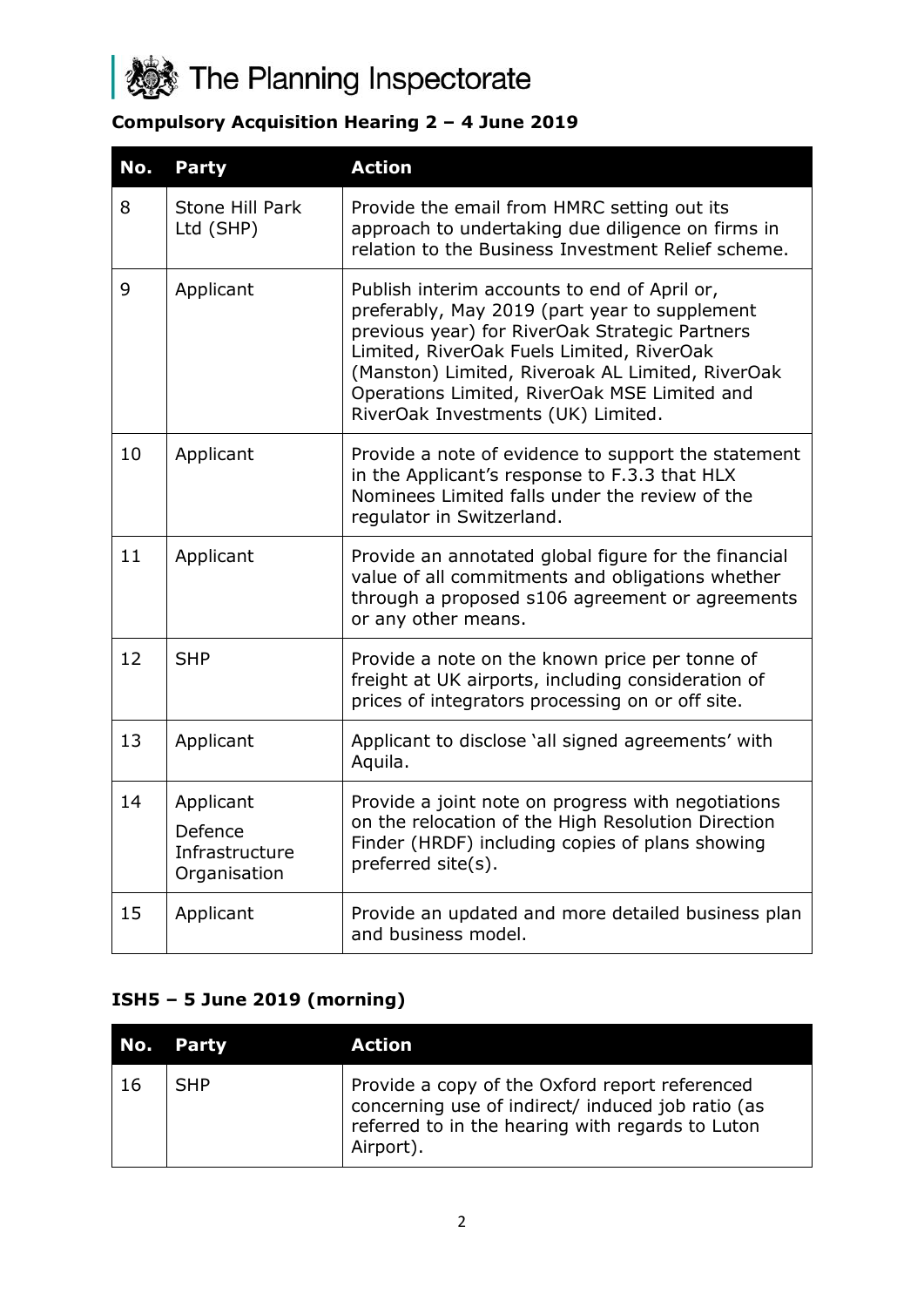## Compulsory Acquisition Hearing 2 – 4 June 2019

| No. | Party | Action |
|---|---|---|
| 8 | Stone Hill Park Ltd (SHP) | Provide the email from HMRC setting out its approach to undertaking due diligence on firms in relation to the Business Investment Relief scheme. |
| 9 | Applicant | Publish interim accounts to end of April or, preferably, May 2019 (part year to supplement previous year) for RiverOak Strategic Partners Limited, RiverOak Fuels Limited, RiverOak (Manston) Limited, Riveroak AL Limited, RiverOak Operations Limited, RiverOak MSE Limited and RiverOak Investments (UK) Limited. |
| 10 | Applicant | Provide a note of evidence to support the statement in the Applicant's response to F.3.3 that HLX Nominees Limited falls under the review of the regulator in Switzerland. |
| 11 | Applicant | Provide an annotated global figure for the financial value of all commitments and obligations whether through a proposed s106 agreement or agreements or any other means. |
| 12 | SHP | Provide a note on the known price per tonne of freight at UK airports, including consideration of prices of integrators processing on or off site. |
| 13 | Applicant | Applicant to disclose 'all signed agreements' with Aquila. |
| 14 | Applicant<br>Defence Infrastructure Organisation | Provide a joint note on progress with negotiations on the relocation of the High Resolution Direction Finder (HRDF) including copies of plans showing preferred site(s). |
| 15 | Applicant | Provide an updated and more detailed business plan and business model. |

## ISH5 – 5 June 2019 (morning)

| No. | Party | Action |
|---|---|---|
| 16 | SHP | Provide a copy of the Oxford report referenced concerning use of indirect/ induced job ratio (as referred to in the hearing with regards to Luton Airport). |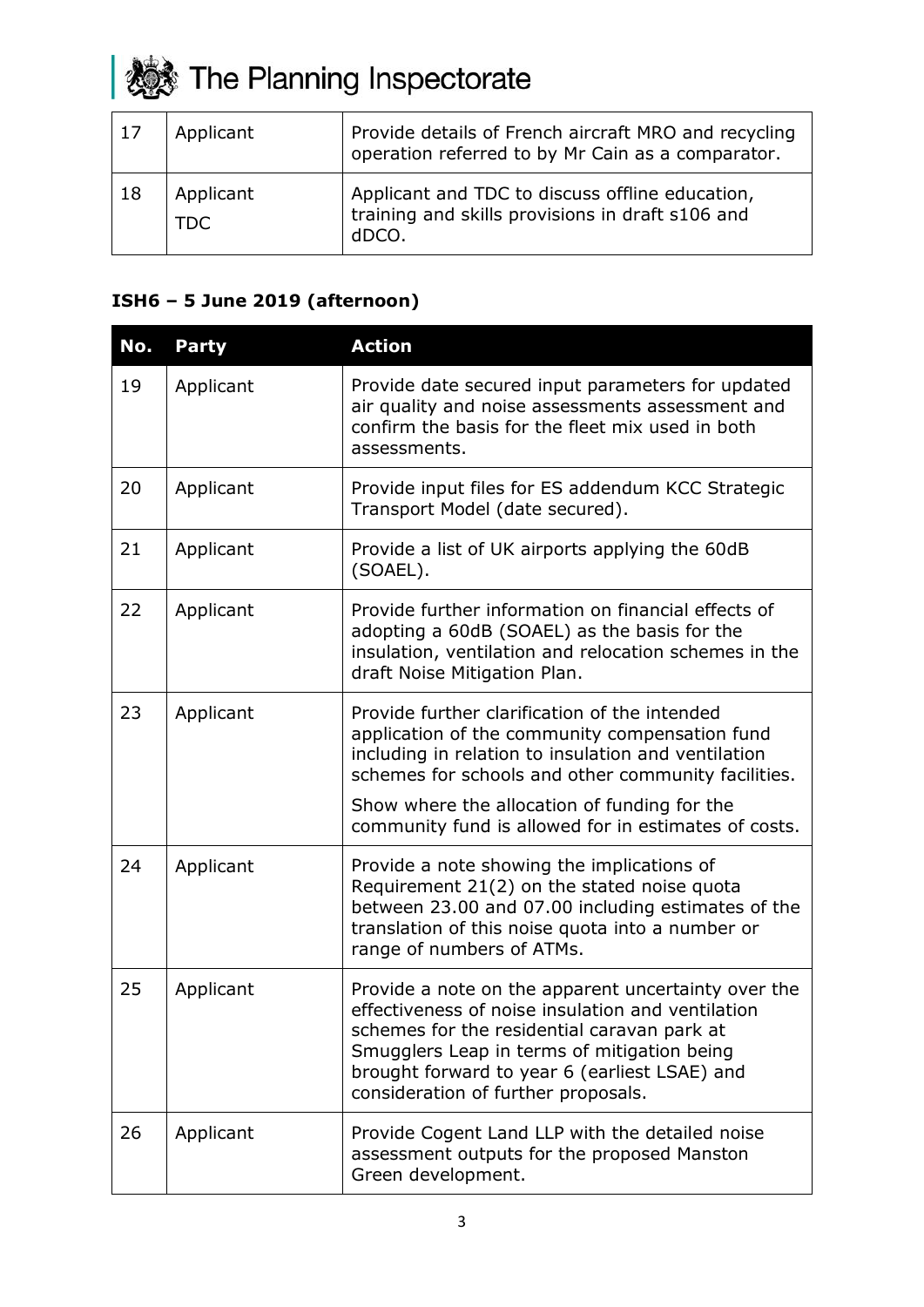| 17 | Applicant | Provide details of French aircraft MRO and recycling operation referred to by Mr Cain as a comparator. |
|---|---|---|
| 18 | Applicant<br>TDC | Applicant and TDC to discuss offline education, training and skills provisions in draft s106 and dDCO. |

## ISH6 – 5 June 2019 (afternoon)

| No. | Party | Action |
|---|---|---|
| 19 | Applicant | Provide date secured input parameters for updated air quality and noise assessments assessment and confirm the basis for the fleet mix used in both assessments. |
| 20 | Applicant | Provide input files for ES addendum KCC Strategic Transport Model (date secured). |
| 21 | Applicant | Provide a list of UK airports applying the 60dB (SOAEL). |
| 22 | Applicant | Provide further information on financial effects of adopting a 60dB (SOAEL) as the basis for the insulation, ventilation and relocation schemes in the draft Noise Mitigation Plan. |
| 23 | Applicant | Provide further clarification of the intended application of the community compensation fund including in relation to insulation and ventilation schemes for schools and other community facilities.<br><br>Show where the allocation of funding for the community fund is allowed for in estimates of costs. |
| 24 | Applicant | Provide a note showing the implications of Requirement 21(2) on the stated noise quota between 23.00 and 07.00 including estimates of the translation of this noise quota into a number or range of numbers of ATMs. |
| 25 | Applicant | Provide a note on the apparent uncertainty over the effectiveness of noise insulation and ventilation schemes for the residential caravan park at Smugglers Leap in terms of mitigation being brought forward to year 6 (earliest LSAE) and consideration of further proposals. |
| 26 | Applicant | Provide Cogent Land LLP with the detailed noise assessment outputs for the proposed Manston Green development. |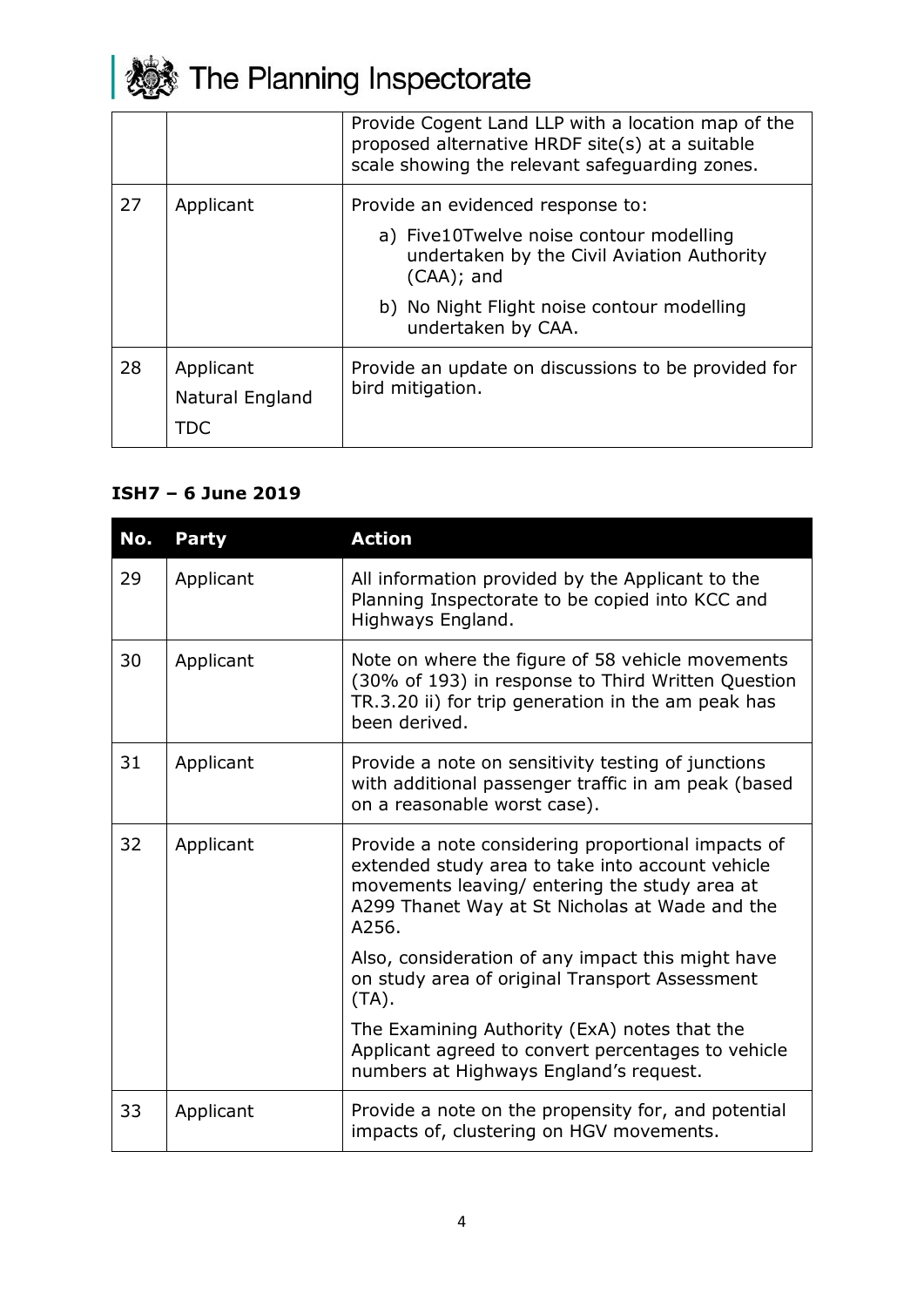| | | Provide Cogent Land LLP with a location map of the proposed alternative HRDF site(s) at a suitable scale showing the relevant safeguarding zones. |
|---|---|---|
| 27 | Applicant | Provide an evidenced response to:<br>a) Five10Twelve noise contour modelling undertaken by the Civil Aviation Authority (CAA); and<br>b) No Night Flight noise contour modelling undertaken by CAA. |
| 28 | Applicant<br>Natural England<br>TDC | Provide an update on discussions to be provided for bird mitigation. |

### ISH7 – 6 June 2019

| No. | Party | Action |
|---|---|---|
| 29 | Applicant | All information provided by the Applicant to the Planning Inspectorate to be copied into KCC and Highways England. |
| 30 | Applicant | Note on where the figure of 58 vehicle movements (30% of 193) in response to Third Written Question TR.3.20 ii) for trip generation in the am peak has been derived. |
| 31 | Applicant | Provide a note on sensitivity testing of junctions with additional passenger traffic in am peak (based on a reasonable worst case). |
| 32 | Applicant | Provide a note considering proportional impacts of extended study area to take into account vehicle movements leaving/ entering the study area at A299 Thanet Way at St Nicholas at Wade and the A256.<br><br>Also, consideration of any impact this might have on study area of original Transport Assessment (TA).<br><br>The Examining Authority (ExA) notes that the Applicant agreed to convert percentages to vehicle numbers at Highways England's request. |
| 33 | Applicant | Provide a note on the propensity for, and potential impacts of, clustering on HGV movements. |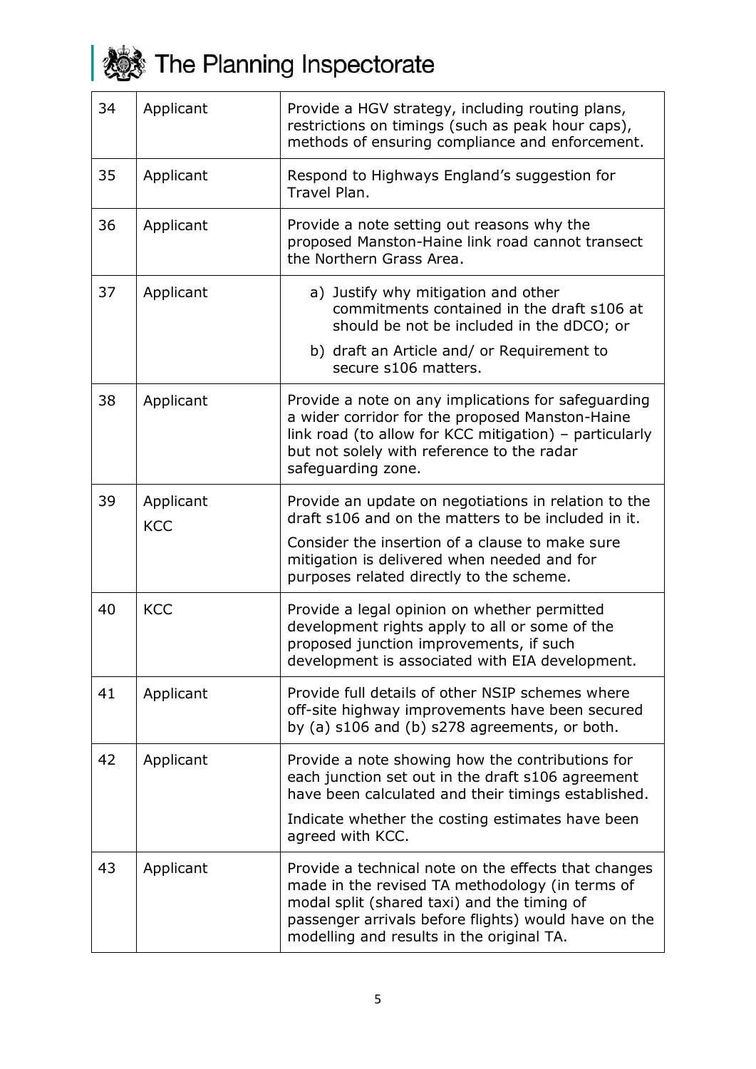| 34 | Applicant | Provide a HGV strategy, including routing plans, restrictions on timings (such as peak hour caps), methods of ensuring compliance and enforcement. |
|---|---|---|
| 35 | Applicant | Respond to Highways England's suggestion for Travel Plan. |
| 36 | Applicant | Provide a note setting out reasons why the proposed Manston-Haine link road cannot transect the Northern Grass Area. |
| 37 | Applicant | a) Justify why mitigation and other commitments contained in the draft s106 at should be not be included in the dDCO; or<br>b) draft an Article and/ or Requirement to secure s106 matters. |
| 38 | Applicant | Provide a note on any implications for safeguarding a wider corridor for the proposed Manston-Haine link road (to allow for KCC mitigation) – particularly but not solely with reference to the radar safeguarding zone. |
| 39 | Applicant<br>KCC | Provide an update on negotiations in relation to the draft s106 and on the matters to be included in it.<br>Consider the insertion of a clause to make sure mitigation is delivered when needed and for purposes related directly to the scheme. |
| 40 | KCC | Provide a legal opinion on whether permitted development rights apply to all or some of the proposed junction improvements, if such development is associated with EIA development. |
| 41 | Applicant | Provide full details of other NSIP schemes where off-site highway improvements have been secured by (a) s106 and (b) s278 agreements, or both. |
| 42 | Applicant | Provide a note showing how the contributions for each junction set out in the draft s106 agreement have been calculated and their timings established.<br>Indicate whether the costing estimates have been agreed with KCC. |
| 43 | Applicant | Provide a technical note on the effects that changes made in the revised TA methodology (in terms of modal split (shared taxi) and the timing of passenger arrivals before flights) would have on the modelling and results in the original TA. |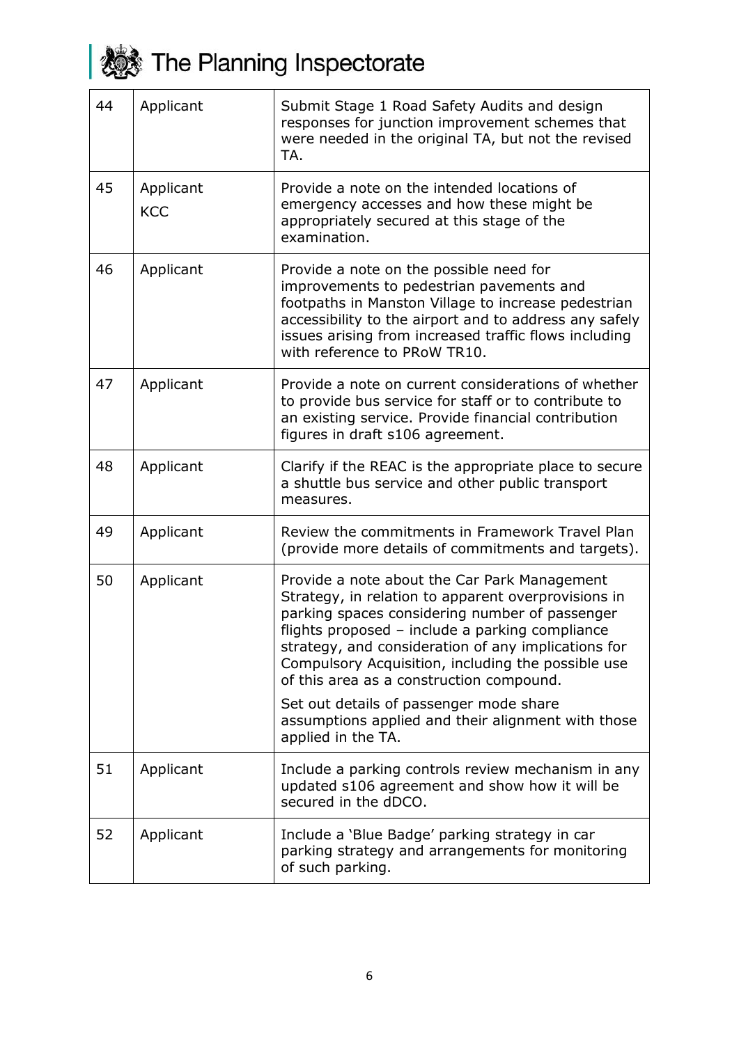| 44 | Applicant | Submit Stage 1 Road Safety Audits and design responses for junction improvement schemes that were needed in the original TA, but not the revised TA. |
|---|---|---|
| 45 | Applicant<br>KCC | Provide a note on the intended locations of emergency accesses and how these might be appropriately secured at this stage of the examination. |
| 46 | Applicant | Provide a note on the possible need for improvements to pedestrian pavements and footpaths in Manston Village to increase pedestrian accessibility to the airport and to address any safely issues arising from increased traffic flows including with reference to PRoW TR10. |
| 47 | Applicant | Provide a note on current considerations of whether to provide bus service for staff or to contribute to an existing service. Provide financial contribution figures in draft s106 agreement. |
| 48 | Applicant | Clarify if the REAC is the appropriate place to secure a shuttle bus service and other public transport measures. |
| 49 | Applicant | Review the commitments in Framework Travel Plan (provide more details of commitments and targets). |
| 50 | Applicant | Provide a note about the Car Park Management Strategy, in relation to apparent overprovisions in parking spaces considering number of passenger flights proposed – include a parking compliance strategy, and consideration of any implications for Compulsory Acquisition, including the possible use of this area as a construction compound.<br><br>Set out details of passenger mode share assumptions applied and their alignment with those applied in the TA. |
| 51 | Applicant | Include a parking controls review mechanism in any updated s106 agreement and show how it will be secured in the dDCO. |
| 52 | Applicant | Include a 'Blue Badge' parking strategy in car parking strategy and arrangements for monitoring of such parking. |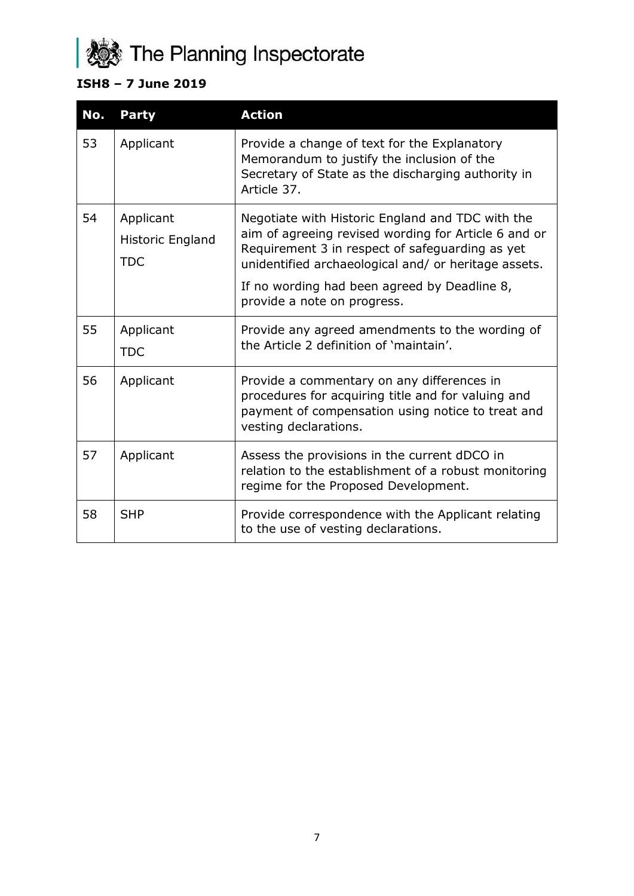The Planning Inspectorate

**ISH8 – 7 June 2019**

| No. | Party | Action |
| --- | --- | --- |
| 53 | Applicant | Provide a change of text for the Explanatory Memorandum to justify the inclusion of the Secretary of State as the discharging authority in Article 37. |
| 54 | Applicant<br>Historic England<br>TDC | Negotiate with Historic England and TDC with the aim of agreeing revised wording for Article 6 and or Requirement 3 in respect of safeguarding as yet unidentified archaeological and/ or heritage assets.<br>If no wording had been agreed by Deadline 8, provide a note on progress. |
| 55 | Applicant<br>TDC | Provide any agreed amendments to the wording of the Article 2 definition of 'maintain'. |
| 56 | Applicant | Provide a commentary on any differences in procedures for acquiring title and for valuing and payment of compensation using notice to treat and vesting declarations. |
| 57 | Applicant | Assess the provisions in the current dDCO in relation to the establishment of a robust monitoring regime for the Proposed Development. |
| 58 | SHP | Provide correspondence with the Applicant relating to the use of vesting declarations. |